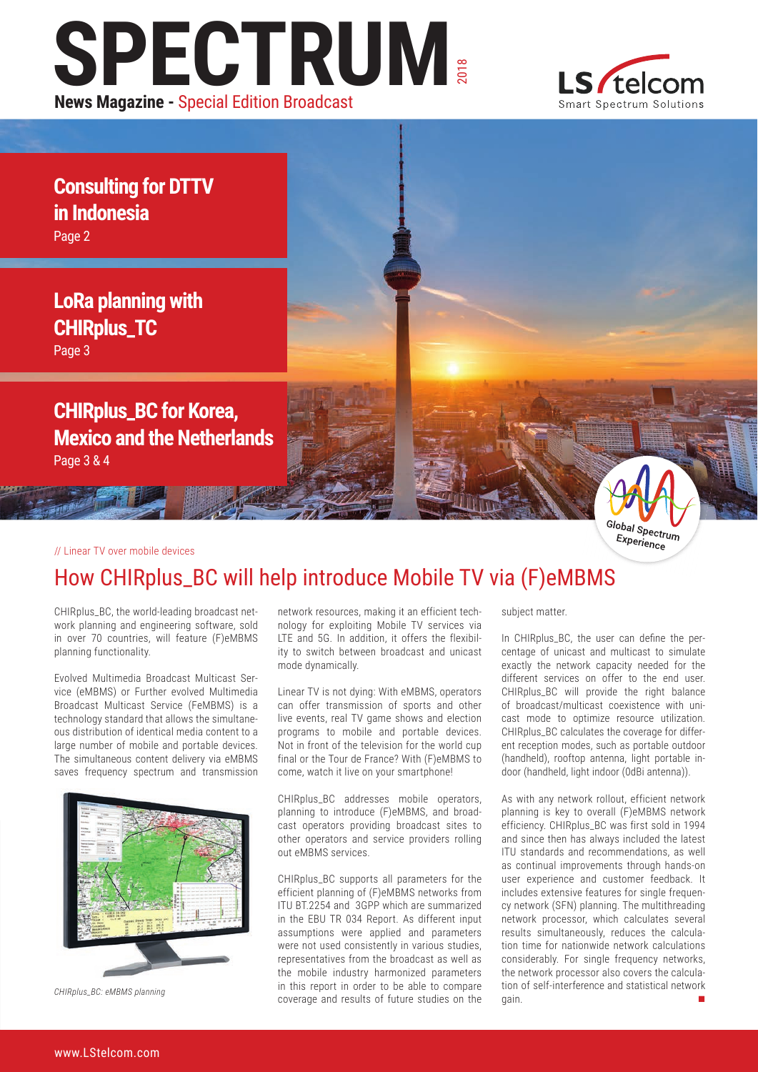# SPECTRUM 2018

**News Magazine -** Special Edition Broadcast

**Consulting for DTTV in Indonesia**
Page 2

**LoRa planning with CHIRplus_TC**
Page 3

**CHIRplus_BC for Korea, Mexico and the Netherlands**
Page 3 & 4

// Linear TV over mobile devices

## How CHIRplus_BC will help introduce Mobile TV via (F)eMBMS

CHIRplus_BC, the world-leading broadcast network planning and engineering software, sold in over 70 countries, will feature (F)eMBMS planning functionality.

Evolved Multimedia Broadcast Multicast Service (eMBMS) or Further evolved Multimedia Broadcast Multicast Service (FeMBMS) is a technology standard that allows the simultaneous distribution of identical media content to a large number of mobile and portable devices. The simultaneous content delivery via eMBMS saves frequency spectrum and transmission network resources, making it an efficient technology for exploiting Mobile TV services via LTE and 5G. In addition, it offers the flexibility to switch between broadcast and unicast mode dynamically.

*CHIRplus_BC: eMBMS planning*

Linear TV is not dying: With eMBMS, operators can offer transmission of sports and other live events, real TV game shows and election programs to mobile and portable devices. Not in front of the television for the world cup final or the Tour de France? With (F)eMBMS to come, watch it live on your smartphone!

CHIRplus_BC addresses mobile operators, planning to introduce (F)eMBMS, and broadcast operators providing broadcast sites to other operators and service providers rolling out eMBMS services.

CHIRplus_BC supports all parameters for the efficient planning of (F)eMBMS networks from ITU BT.2254 and 3GPP which are summarized in the EBU TR 034 Report. As different input assumptions were applied and parameters were not used consistently in various studies, representatives from the broadcast as well as the mobile industry harmonized parameters in this report in order to be able to compare coverage and results of future studies on the subject matter.

In CHIRplus_BC, the user can define the percentage of unicast and multicast to simulate exactly the network capacity needed for the different services on offer to the end user. CHIRplus_BC will provide the right balance of broadcast/multicast coexistence with unicast mode to optimize resource utilization. CHIRplus_BC calculates the coverage for different reception modes, such as portable outdoor (handheld), rooftop antenna, light portable indoor (handheld, light indoor (0dBi antenna)).

As with any network rollout, efficient network planning is key to overall (F)eMBMS network efficiency. CHIRplus_BC was first sold in 1994 and since then has always included the latest ITU standards and recommendations, as well as continual improvements through hands-on user experience and customer feedback. It includes extensive features for single frequency network (SFN) planning. The multithreading network processor, which calculates several results simultaneously, reduces the calculation time for nationwide network calculations considerably. For single frequency networks, the network processor also covers the calculation of self-interference and statistical network gain.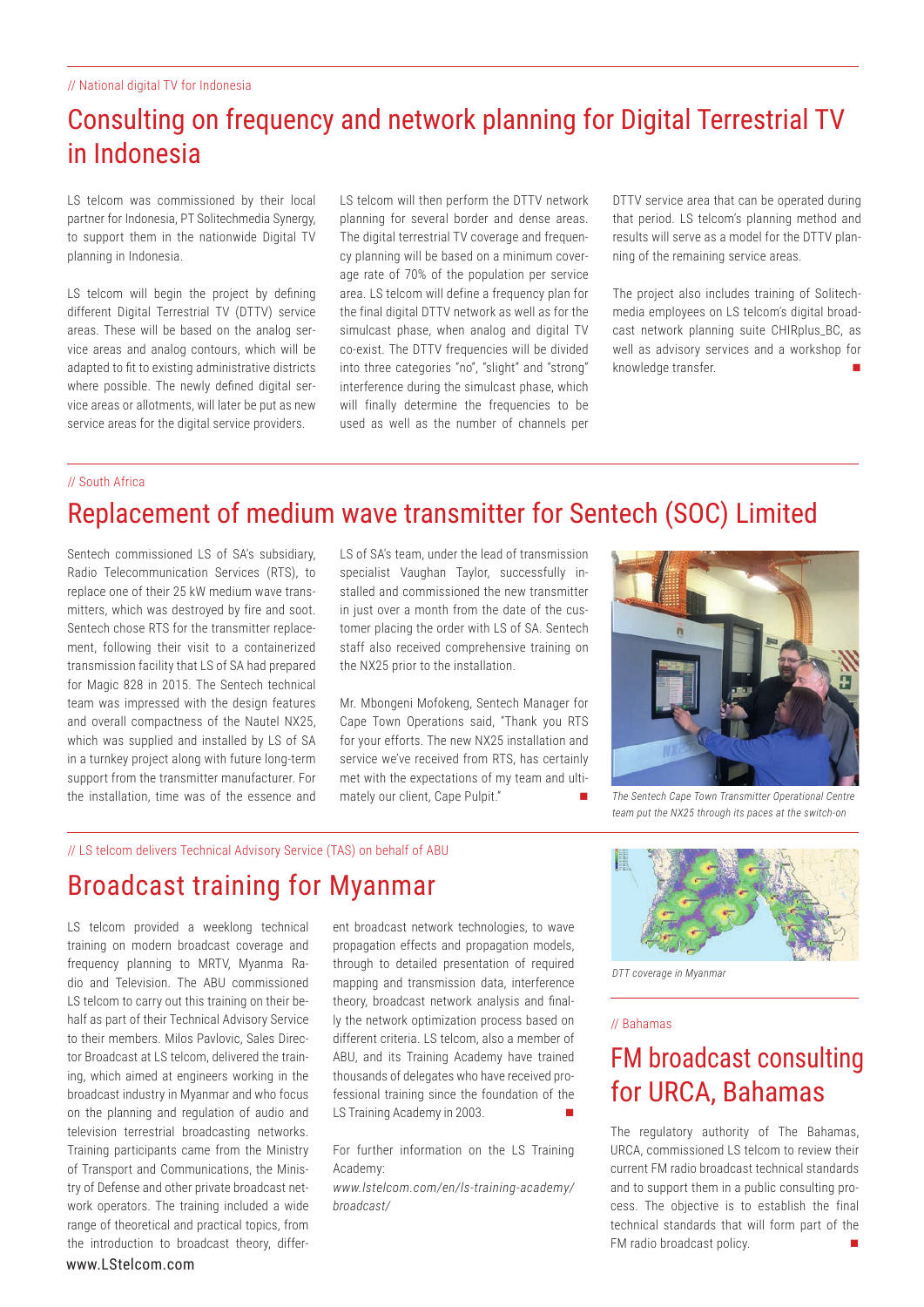// National digital TV for Indonesia

# Consulting on frequency and network planning for Digital Terrestrial TV in Indonesia

LS telcom was commissioned by their local partner for Indonesia, PT Solitechmedia Synergy, to support them in the nationwide Digital TV planning in Indonesia.

LS telcom will begin the project by defining different Digital Terrestrial TV (DTTV) service areas. These will be based on the analog service areas and analog contours, which will be adapted to fit to existing administrative districts where possible. The newly defined digital service areas or allotments, will later be put as new service areas for the digital service providers.

LS telcom will then perform the DTTV network planning for several border and dense areas. The digital terrestrial TV coverage and frequency planning will be based on a minimum coverage rate of 70% of the population per service area. LS telcom will define a frequency plan for the final digital DTTV network as well as for the simulcast phase, when analog and digital TV co-exist. The DTTV frequencies will be divided into three categories "no", "slight" and "strong" interference during the simulcast phase, which will finally determine the frequencies to be used as well as the number of channels per DTTV service area that can be operated during that period. LS telcom's planning method and results will serve as a model for the DTTV planning of the remaining service areas.

The project also includes training of Solitechmedia employees on LS telcom's digital broadcast network planning suite CHIRplus_BC, as well as advisory services and a workshop for knowledge transfer. ■

// South Africa

# Replacement of medium wave transmitter for Sentech (SOC) Limited

Sentech commissioned LS of SA's subsidiary, Radio Telecommunication Services (RTS), to replace one of their 25 kW medium wave transmitters, which was destroyed by fire and soot. Sentech chose RTS for the transmitter replacement, following their visit to a containerized transmission facility that LS of SA had prepared for Magic 828 in 2015. The Sentech technical team was impressed with the design features and overall compactness of the Nautel NX25, which was supplied and installed by LS of SA in a turnkey project along with future long-term support from the transmitter manufacturer. For the installation, time was of the essence and LS of SA's team, under the lead of transmission specialist Vaughan Taylor, successfully installed and commissioned the new transmitter in just over a month from the date of the customer placing the order with LS of SA. Sentech staff also received comprehensive training on the NX25 prior to the installation.

Mr. Mbongeni Mofokeng, Sentech Manager for Cape Town Operations said, "Thank you RTS for your efforts. The new NX25 installation and service we've received from RTS, has certainly met with the expectations of my team and ultimately our client, Cape Pulpit." ■

*The Sentech Cape Town Transmitter Operational Centre team put the NX25 through its paces at the switch-on*

// LS telcom delivers Technical Advisory Service (TAS) on behalf of ABU

# Broadcast training for Myanmar

LS telcom provided a weeklong technical training on modern broadcast coverage and frequency planning to MRTV, Myanma Radio and Television. The ABU commissioned LS telcom to carry out this training on their behalf as part of their Technical Advisory Service to their members. Milos Pavlovic, Sales Director Broadcast at LS telcom, delivered the training, which aimed at engineers working in the broadcast industry in Myanmar and who focus on the planning and regulation of audio and television terrestrial broadcasting networks. Training participants came from the Ministry of Transport and Communications, the Ministry of Defense and other private broadcast network operators. The training included a wide range of theoretical and practical topics, from the introduction to broadcast theory, different broadcast network technologies, to wave propagation effects and propagation models, through to detailed presentation of required mapping and transmission data, interference theory, broadcast network analysis and finally the network optimization process based on different criteria. LS telcom, also a member of ABU, and its Training Academy have trained thousands of delegates who have received professional training since the foundation of the LS Training Academy in 2003. ■

For further information on the LS Training Academy:
*www.lstelcom.com/en/ls-training-academy/broadcast/*

*DTT coverage in Myanmar*

// Bahamas

# FM broadcast consulting for URCA, Bahamas

The regulatory authority of The Bahamas, URCA, commissioned LS telcom to review their current FM radio broadcast technical standards and to support them in a public consulting process. The objective is to establish the final technical standards that will form part of the FM radio broadcast policy. ■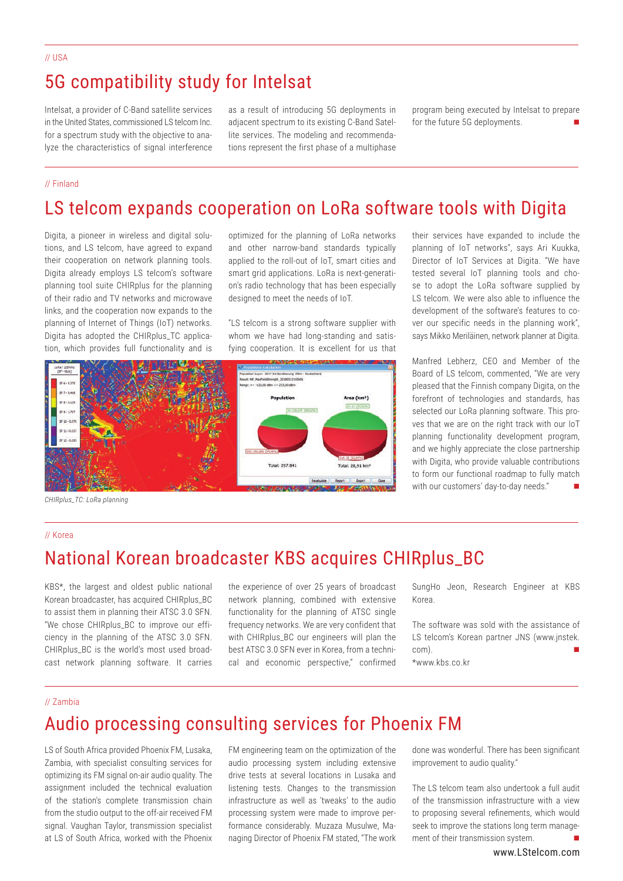// USA

## 5G compatibility study for Intelsat

Intelsat, a provider of C-Band satellite services in the United States, commissioned LS telcom Inc. for a spectrum study with the objective to analyze the characteristics of signal interference as a result of introducing 5G deployments in adjacent spectrum to its existing C-Band Satellite services. The modeling and recommendations represent the first phase of a multiphase program being executed by Intelsat to prepare for the future 5G deployments. ■

// Finland

## LS telcom expands cooperation on LoRa software tools with Digita

Digita, a pioneer in wireless and digital solutions, and LS telcom, have agreed to expand their cooperation on network planning tools. Digita already employs LS telcom's software planning tool suite CHIRplus for the planning of their radio and TV networks and microwave links, and the cooperation now expands to the planning of Internet of Things (IoT) networks. Digita has adopted the CHIRplus_TC application, which provides full functionality and is optimized for the planning of LoRa networks and other narrow-band standards typically applied to the roll-out of IoT, smart cities and smart grid applications. LoRa is next-generation's radio technology that has been especially designed to meet the needs of IoT.

"LS telcom is a strong software supplier with whom we have had long-standing and satisfying cooperation. It is excellent for us that their services have expanded to include the planning of IoT networks", says Ari Kuukka, Director of IoT Services at Digita. "We have tested several IoT planning tools and chose to adopt the LoRa software supplied by LS telcom. We were also able to influence the development of the software's features to cover our specific needs in the planning work", says Mikko Meriläinen, network planner at Digita.

Manfred Lebherz, CEO and Member of the Board of LS telcom, commented, "We are very pleased that the Finnish company Digita, on the forefront of technologies and standards, has selected our LoRa planning software. This proves that we are on the right track with our IoT planning functionality development program, and we highly appreciate the close partnership with Digita, who provide valuable contributions to form our functional roadmap to fully match with our customers' day-to-day needs." ■

*CHIRplus_TC: LoRa planning*

// Korea

## National Korean broadcaster KBS acquires CHIRplus_BC

KBS*, the largest and oldest public national Korean broadcaster, has acquired CHIRplus_BC to assist them in planning their ATSC 3.0 SFN. "We chose CHIRplus_BC to improve our efficiency in the planning of the ATSC 3.0 SFN. CHIRplus_BC is the world's most used broadcast network planning software. It carries the experience of over 25 years of broadcast network planning, combined with extensive functionality for the planning of ATSC single frequency networks. We are very confident that with CHIRplus_BC our engineers will plan the best ATSC 3.0 SFN ever in Korea, from a technical and economic perspective," confirmed SungHo Jeon, Research Engineer at KBS Korea.

The software was sold with the assistance of LS telcom's Korean partner JNS (www.jnstek.com). ■

*www.kbs.co.kr

// Zambia

## Audio processing consulting services for Phoenix FM

LS of South Africa provided Phoenix FM, Lusaka, Zambia, with specialist consulting services for optimizing its FM signal on-air audio quality. The assignment included the technical evaluation of the station's complete transmission chain from the studio output to the off-air received FM signal. Vaughan Taylor, transmission specialist at LS of South Africa, worked with the Phoenix FM engineering team on the optimization of the audio processing system including extensive drive tests at several locations in Lusaka and listening tests. Changes to the transmission infrastructure as well as 'tweaks' to the audio processing system were made to improve performance considerably. Muzaza Musulwe, Managing Director of Phoenix FM stated, "The work done was wonderful. There has been significant improvement to audio quality."

The LS telcom team also undertook a full audit of the transmission infrastructure with a view to proposing several refinements, which would seek to improve the stations long term management of their transmission system. ■

www.LStelcom.com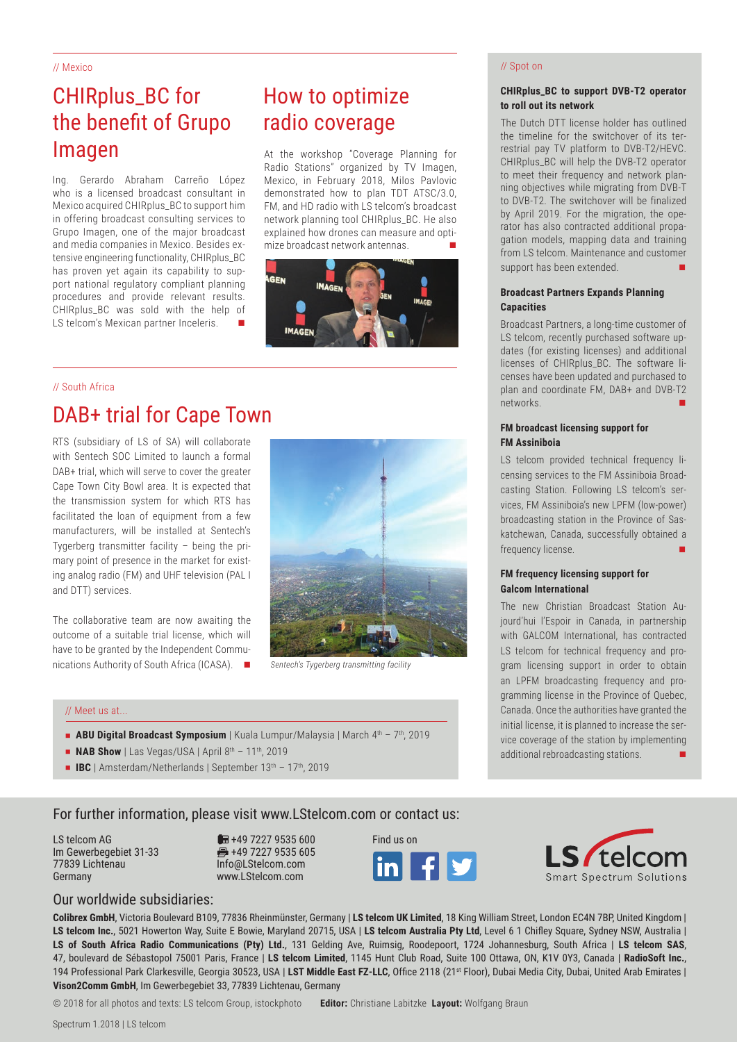// Mexico

## CHIRplus_BC for the benefit of Grupo Imagen

Ing. Gerardo Abraham Carreño López who is a licensed broadcast consultant in Mexico acquired CHIRplus_BC to support him in offering broadcast consulting services to Grupo Imagen, one of the major broadcast and media companies in Mexico. Besides extensive engineering functionality, CHIRplus_BC has proven yet again its capability to support national regulatory compliant planning procedures and provide relevant results. CHIRplus_BC was sold with the help of LS telcom's Mexican partner Inceleris. ■

## How to optimize radio coverage

At the workshop "Coverage Planning for Radio Stations" organized by TV Imagen, Mexico, in February 2018, Milos Pavlovic demonstrated how to plan TDT ATSC/3.0, FM, and HD radio with LS telcom's broadcast network planning tool CHIRplus_BC. He also explained how drones can measure and optimize broadcast network antennas. ■

// South Africa

## DAB+ trial for Cape Town

RTS (subsidiary of LS of SA) will collaborate with Sentech SOC Limited to launch a formal DAB+ trial, which will serve to cover the greater Cape Town City Bowl area. It is expected that the transmission system for which RTS has facilitated the loan of equipment from a few manufacturers, will be installed at Sentech's Tygerberg transmitter facility – being the primary point of presence in the market for existing analog radio (FM) and UHF television (PAL I and DTT) services.

The collaborative team are now awaiting the outcome of a suitable trial license, which will have to be granted by the Independent Communications Authority of South Africa (ICASA). ■

*Sentech's Tygerberg transmitting facility*

// Spot on

### CHIRplus_BC to support DVB-T2 operator to roll out its network

The Dutch DTT license holder has outlined the timeline for the switchover of its terrestrial pay TV platform to DVB-T2/HEVC. CHIRplus_BC will help the DVB-T2 operator to meet their frequency and network planning objectives while migrating from DVB-T to DVB-T2. The switchover will be finalized by April 2019. For the migration, the operator has also contracted additional propagation models, mapping data and training from LS telcom. Maintenance and customer support has been extended. ■

### Broadcast Partners Expands Planning Capacities

Broadcast Partners, a long-time customer of LS telcom, recently purchased software updates (for existing licenses) and additional licenses of CHIRplus_BC. The software licenses have been updated and purchased to plan and coordinate FM, DAB+ and DVB-T2 networks. ■

### FM broadcast licensing support for FM Assiniboia

LS telcom provided technical frequency licensing services to the FM Assiniboia Broadcasting Station. Following LS telcom's services, FM Assiniboia's new LPFM (low-power) broadcasting station in the Province of Saskatchewan, Canada, successfully obtained a frequency license. ■

### FM frequency licensing support for Galcom International

The new Christian Broadcast Station Aujourd'hui l'Espoir in Canada, in partnership with GALCOM International, has contracted LS telcom for technical frequency and program licensing support in order to obtain an LPFM broadcasting frequency and programming license in the Province of Quebec, Canada. Once the authorities have granted the initial license, it is planned to increase the service coverage of the station by implementing additional rebroadcasting stations. ■

// Meet us at...

- **ABU Digital Broadcast Symposium** | Kuala Lumpur/Malaysia | March 4th – 7th, 2019
- **NAB Show** | Las Vegas/USA | April 8th – 11th, 2019
- **IBC** | Amsterdam/Netherlands | September 13th – 17th, 2019

For further information, please visit www.LStelcom.com or contact us:

LS telcom AG
Im Gewerbegebiet 31-33
77839 Lichtenau
Germany

+49 7227 9535 600
+49 7227 9535 605
Info@LStelcom.com
www.LStelcom.com

Find us on

LS telcom
Smart Spectrum Solutions

Our worldwide subsidiaries:

**Colibrex GmbH**, Victoria Boulevard B109, 77836 Rheinmünster, Germany | **LS telcom UK Limited**, 18 King William Street, London EC4N 7BP, United Kingdom | **LS telcom Inc.**, 5021 Howerton Way, Suite E Bowie, Maryland 20715, USA | **LS telcom Australia Pty Ltd**, Level 6 1 Chifley Square, Sydney NSW, Australia | **LS of South Africa Radio Communications (Pty) Ltd.**, 131 Gelding Ave, Ruimsig, Roodepoort, 1724 Johannesburg, South Africa | **LS telcom SAS**, 47, boulevard de Sébastopol 75001 Paris, France | **LS telcom Limited**, 1145 Hunt Club Road, Suite 100 Ottawa, ON, K1V 0Y3, Canada | **RadioSoft Inc.**, 194 Professional Park Clarkesville, Georgia 30523, USA | **LST Middle East FZ-LLC**, Office 2118 (21st Floor), Dubai Media City, Dubai, United Arab Emirates | **Vison2Comm GmbH**, Im Gewerbegebiet 33, 77839 Lichtenau, Germany

© 2018 for all photos and texts: LS telcom Group, istockphoto **Editor:** Christiane Labitzke **Layout:** Wolfgang Braun